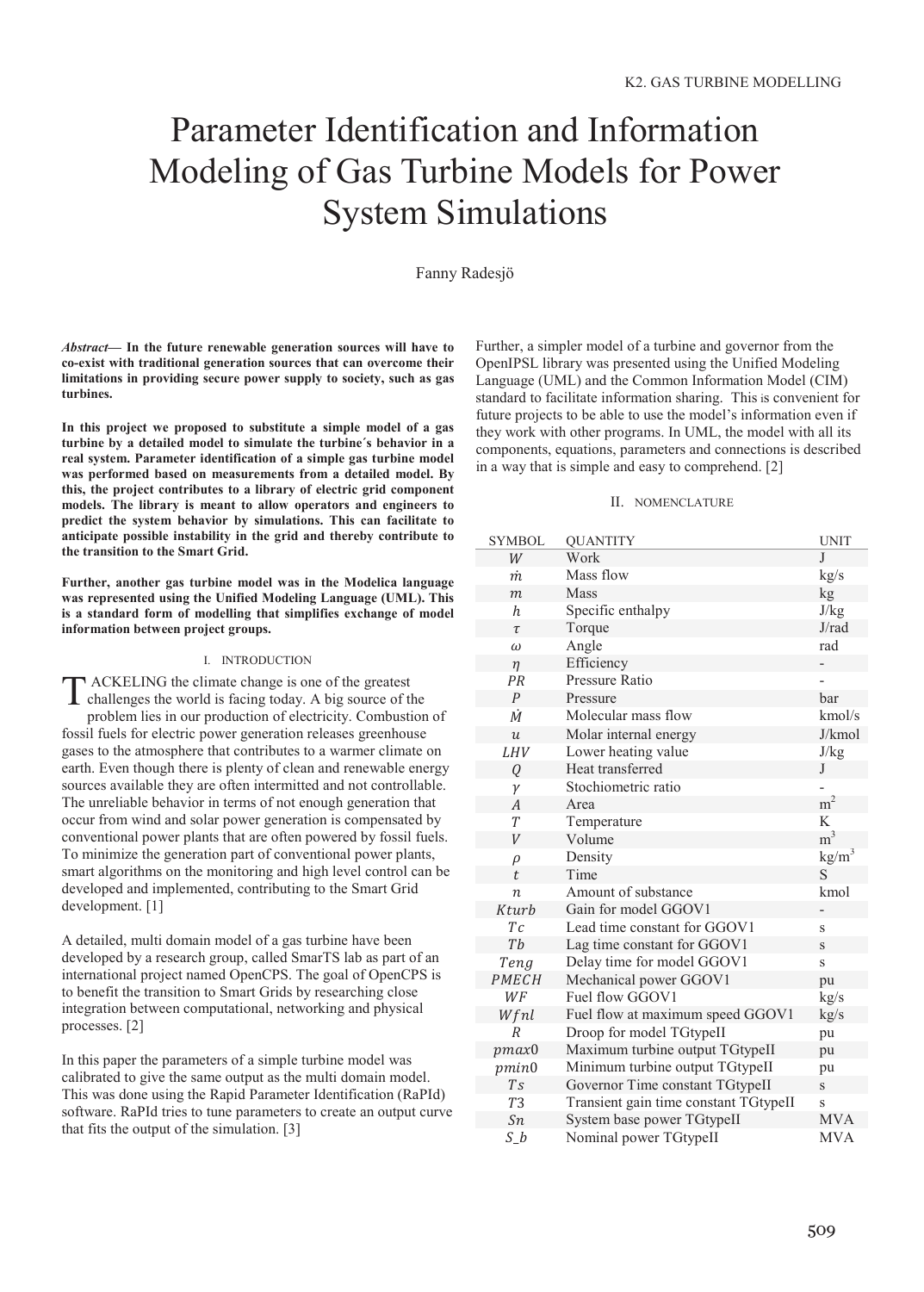# Parameter Identification and Information Modeling of Gas Turbine Models for Power System Simulations

Fanny Radesjö

***Abstract*— In the future renewable generation sources will have to co-exist with traditional generation sources that can overcome their limitations in providing secure power supply to society, such as gas turbines.**

**In this project we proposed to substitute a simple model of a gas turbine by a detailed model to simulate the turbine´s behavior in a real system. Parameter identification of a simple gas turbine model was performed based on measurements from a detailed model. By this, the project contributes to a library of electric grid component models. The library is meant to allow operators and engineers to predict the system behavior by simulations. This can facilitate to anticipate possible instability in the grid and thereby contribute to the transition to the Smart Grid.**

**Further, another gas turbine model was in the Modelica language was represented using the Unified Modeling Language (UML). This is a standard form of modelling that simplifies exchange of model information between project groups.**

## I. Introduction

TACKELING the climate change is one of the greatest challenges the world is facing today. A big source of the problem lies in our production of electricity. Combustion of fossil fuels for electric power generation releases greenhouse gases to the atmosphere that contributes to a warmer climate on earth. Even though there is plenty of clean and renewable energy sources available they are often intermitted and not controllable. The unreliable behavior in terms of not enough generation that occur from wind and solar power generation is compensated by conventional power plants that are often powered by fossil fuels. To minimize the generation part of conventional power plants, smart algorithms on the monitoring and high level control can be developed and implemented, contributing to the Smart Grid development. [1]

A detailed, multi domain model of a gas turbine have been developed by a research group, called SmarTS lab as part of an international project named OpenCPS. The goal of OpenCPS is to benefit the transition to Smart Grids by researching close integration between computational, networking and physical processes. [2]

In this paper the parameters of a simple turbine model was calibrated to give the same output as the multi domain model. This was done using the Rapid Parameter Identification (RaPId) software. RaPId tries to tune parameters to create an output curve that fits the output of the simulation. [3]

Further, a simpler model of a turbine and governor from the OpenIPSL library was presented using the Unified Modeling Language (UML) and the Common Information Model (CIM) standard to facilitate information sharing. This is convenient for future projects to be able to use the model's information even if they work with other programs. In UML, the model with all its components, equations, parameters and connections is described in a way that is simple and easy to comprehend. [2]

## II. Nomenclature

| SYMBOL | QUANTITY | UNIT |
|---|---|---|
| $W$ | Work | J |
| $\dot{m}$ | Mass flow | kg/s |
| $m$ | Mass | kg |
| $h$ | Specific enthalpy | J/kg |
| $\tau$ | Torque | J/rad |
| $\omega$ | Angle | rad |
| $\eta$ | Efficiency | - |
| $PR$ | Pressure Ratio | - |
| $P$ | Pressure | bar |
| $\dot{M}$ | Molecular mass flow | kmol/s |
| $u$ | Molar internal energy | J/kmol |
| $LHV$ | Lower heating value | J/kg |
| $Q$ | Heat transferred | J |
| $\gamma$ | Stochiometric ratio | - |
| $A$ | Area | $m^2$ |
| $T$ | Temperature | K |
| $V$ | Volume | $m^3$ |
| $\rho$ | Density | $kg/m^3$ |
| $t$ | Time | S |
| $n$ | Amount of substance | kmol |
| $Kturb$ | Gain for model GGOV1 | - |
| $Tc$ | Lead time constant for GGOV1 | s |
| $Tb$ | Lag time constant for GGOV1 | s |
| $Teng$ | Delay time for model GGOV1 | s |
| $PMECH$ | Mechanical power GGOV1 | pu |
| $WF$ | Fuel flow GGOV1 | kg/s |
| $Wfnl$ | Fuel flow at maximum speed GGOV1 | kg/s |
| $R$ | Droop for model TGtypeII | pu |
| $pmax0$ | Maximum turbine output TGtypeII | pu |
| $pmin0$ | Minimum turbine output TGtypeII | pu |
| $Ts$ | Governor Time constant TGtypeII | s |
| $T3$ | Transient gain time constant TGtypeII | s |
| $Sn$ | System base power TGtypeII | MVA |
| $S\_b$ | Nominal power TGtypeII | MVA |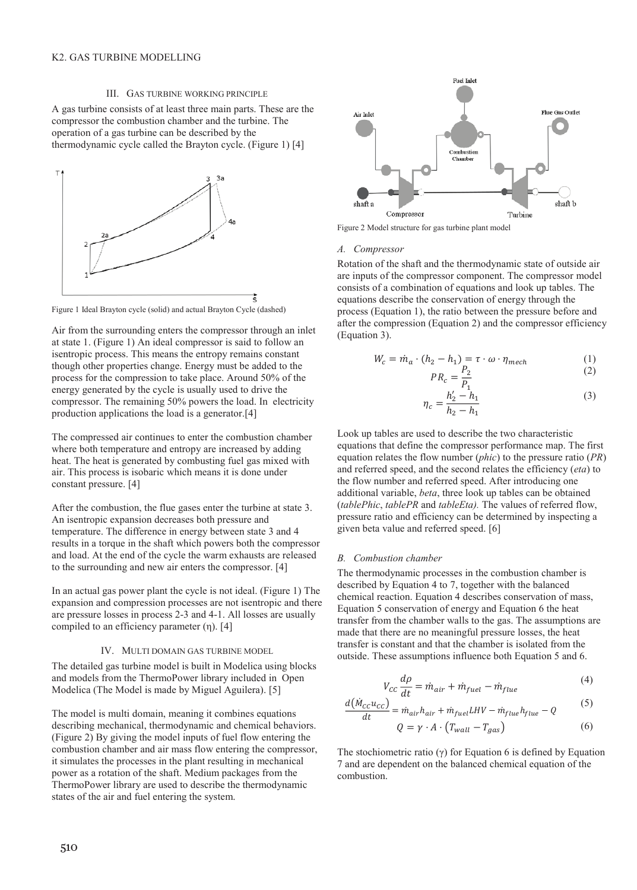### III. GAS TURBINE WORKING PRINCIPLE

A gas turbine consists of at least three main parts. These are the compressor the combustion chamber and the turbine. The operation of a gas turbine can be described by the thermodynamic cycle called the Brayton cycle. (Figure 1) [4]

Figure 1 Ideal Brayton cycle (solid) and actual Brayton Cycle (dashed)

Air from the surrounding enters the compressor through an inlet at state 1. (Figure 1) An ideal compressor is said to follow an isentropic process. This means the entropy remains constant though other properties change. Energy must be added to the process for the compression to take place. Around 50% of the energy generated by the cycle is usually used to drive the compressor. The remaining 50% powers the load. In electricity production applications the load is a generator.[4]

The compressed air continues to enter the combustion chamber where both temperature and entropy are increased by adding heat. The heat is generated by combusting fuel gas mixed with air. This process is isobaric which means it is done under constant pressure. [4]

After the combustion, the flue gases enter the turbine at state 3. An isentropic expansion decreases both pressure and temperature. The difference in energy between state 3 and 4 results in a torque in the shaft which powers both the compressor and load. At the end of the cycle the warm exhausts are released to the surrounding and new air enters the compressor. [4]

In an actual gas power plant the cycle is not ideal. (Figure 1) The expansion and compression processes are not isentropic and there are pressure losses in process 2-3 and 4-1. All losses are usually compiled to an efficiency parameter (η). [4]

### IV. MULTI DOMAIN GAS TURBINE MODEL

The detailed gas turbine model is built in Modelica using blocks and models from the ThermoPower library included in Open Modelica (The Model is made by Miguel Aguilera). [5]

The model is multi domain, meaning it combines equations describing mechanical, thermodynamic and chemical behaviors. (Figure 2) By giving the model inputs of fuel flow entering the combustion chamber and air mass flow entering the compressor, it simulates the processes in the plant resulting in mechanical power as a rotation of the shaft. Medium packages from the ThermoPower library are used to describe the thermodynamic states of the air and fuel entering the system.

Figure 2 Model structure for gas turbine plant model

#### A. Compressor

Rotation of the shaft and the thermodynamic state of outside air are inputs of the compressor component. The compressor model consists of a combination of equations and look up tables. The equations describe the conservation of energy through the process (Equation 1), the ratio between the pressure before and after the compression (Equation 2) and the compressor efficiency (Equation 3).

$$W_c = \dot{m}_a \cdot (h_2 - h_1) = \tau \cdot \omega \cdot \eta_{mech} \tag{1}$$

$$PR_c = \frac{P_2}{P_1} \tag{2}$$

$$\eta_c = \frac{h_2' - h_1}{h_2 - h_1} \tag{3}$$

Look up tables are used to describe the two characteristic equations that define the compressor performance map. The first equation relates the flow number (*phic*) to the pressure ratio (*PR*) and referred speed, and the second relates the efficiency (*eta*) to the flow number and referred speed. After introducing one additional variable, *beta*, three look up tables can be obtained (*tablePhic*, *tablePR* and *tableEta).* The values of referred flow, pressure ratio and efficiency can be determined by inspecting a given beta value and referred speed. [6]

#### B. Combustion chamber

The thermodynamic processes in the combustion chamber is described by Equation 4 to 7, together with the balanced chemical reaction. Equation 4 describes conservation of mass, Equation 5 conservation of energy and Equation 6 the heat transfer from the chamber walls to the gas. The assumptions are made that there are no meaningful pressure losses, the heat transfer is constant and that the chamber is isolated from the outside. These assumptions influence both Equation 5 and 6.

$$V_{CC}\frac{d\rho}{dt} = \dot{m}_{air} + \dot{m}_{fuel} - \dot{m}_{flue} \tag{4}$$

$$\frac{d(\dot{M}_{CC}u_{CC})}{dt} = \dot{m}_{air}h_{air} + \dot{m}_{fuel}LHV - \dot{m}_{flue}h_{flue} - Q \tag{5}$$

$$Q = \gamma \cdot A \cdot (T_{wall} - T_{gas}) \tag{6}$$

The stochiometric ratio (γ) for Equation 6 is defined by Equation 7 and are dependent on the balanced chemical equation of the combustion.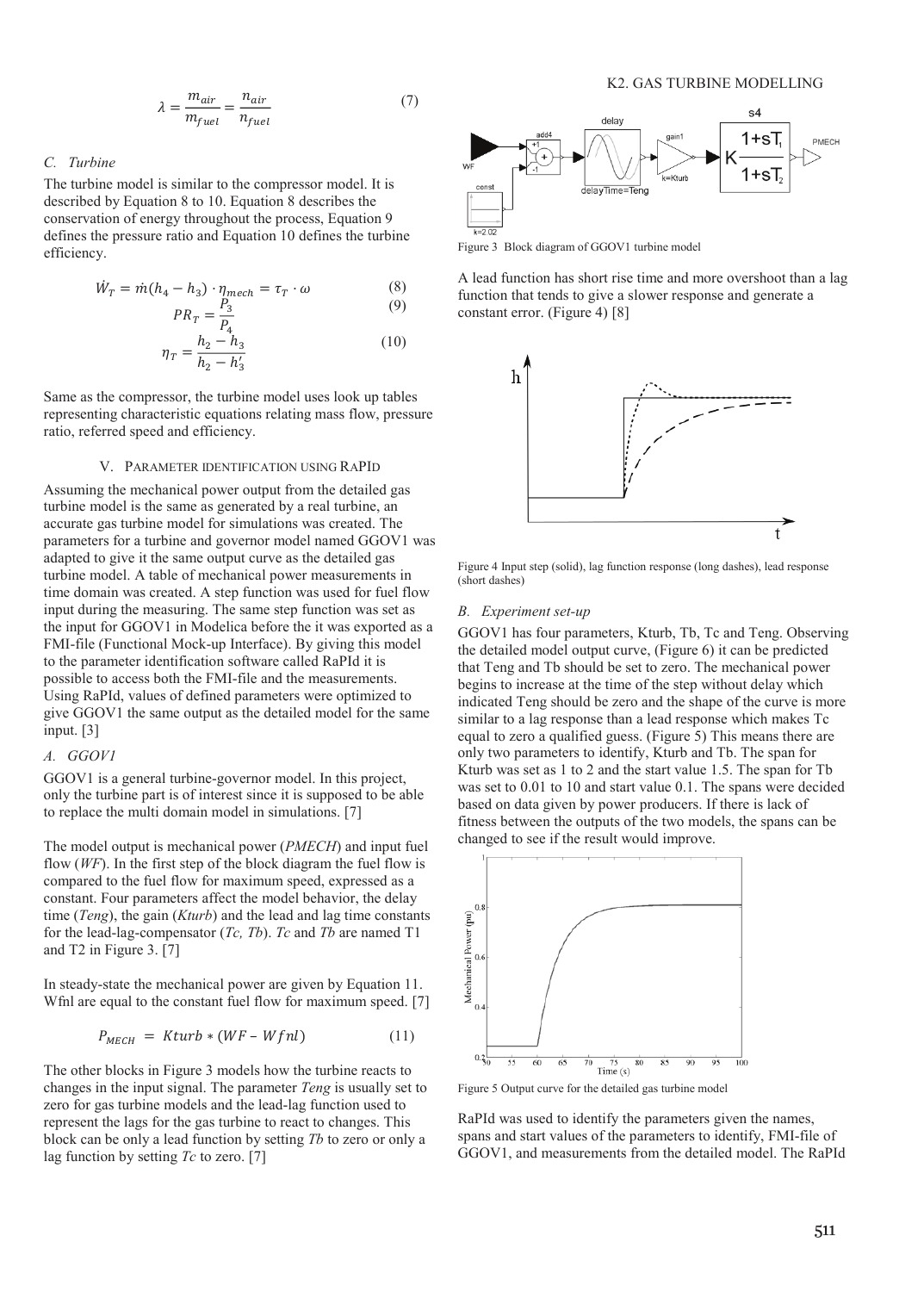$$\lambda = \frac{m_{air}}{m_{fuel}} = \frac{n_{air}}{n_{fuel}} \tag{7}$$

### C. Turbine

The turbine model is similar to the compressor model. It is described by Equation 8 to 10. Equation 8 describes the conservation of energy throughout the process, Equation 9 defines the pressure ratio and Equation 10 defines the turbine efficiency.

$$\dot{W}_T = \dot{m}(h_4 - h_3) \cdot \eta_{mech} = \tau_T \cdot \omega \tag{8}$$

$$PR_T = \frac{P_3}{P_4} \tag{9}$$

$$\eta_T = \frac{h_2 - h_3}{h_2 - h_3'} \tag{10}$$

Same as the compressor, the turbine model uses look up tables representing characteristic equations relating mass flow, pressure ratio, referred speed and efficiency.

## V. Parameter Identification Using RaPId

Assuming the mechanical power output from the detailed gas turbine model is the same as generated by a real turbine, an accurate gas turbine model for simulations was created. The parameters for a turbine and governor model named GGOV1 was adapted to give it the same output curve as the detailed gas turbine model. A table of mechanical power measurements in time domain was created. A step function was used for fuel flow input during the measuring. The same step function was set as the input for GGOV1 in Modelica before the it was exported as a FMI-file (Functional Mock-up Interface). By giving this model to the parameter identification software called RaPId it is possible to access both the FMI-file and the measurements. Using RaPId, values of defined parameters were optimized to give GGOV1 the same output as the detailed model for the same input. [3]

### A. GGOV1

GGOV1 is a general turbine-governor model. In this project, only the turbine part is of interest since it is supposed to be able to replace the multi domain model in simulations. [7]

The model output is mechanical power (*PMECH*) and input fuel flow (*WF*). In the first step of the block diagram the fuel flow is compared to the fuel flow for maximum speed, expressed as a constant. Four parameters affect the model behavior, the delay time (*Teng*), the gain (*Kturb*) and the lead and lag time constants for the lead-lag-compensator (*Tc, Tb*). *Tc* and *Tb* are named T1 and T2 in Figure 3. [7]

In steady-state the mechanical power are given by Equation 11. Wfnl are equal to the constant fuel flow for maximum speed. [7]

$$P_{MECH} = Kturb * (WF - Wfnl) \tag{11}$$

The other blocks in Figure 3 models how the turbine reacts to changes in the input signal. The parameter *Teng* is usually set to zero for gas turbine models and the lead-lag function used to represent the lags for the gas turbine to react to changes. This block can be only a lead function by setting *Tb* to zero or only a lag function by setting *Tc* to zero. [7]

Figure 3 Block diagram of GGOV1 turbine model

A lead function has short rise time and more overshoot than a lag function that tends to give a slower response and generate a constant error. (Figure 4) [8]

Figure 4 Input step (solid), lag function response (long dashes), lead response (short dashes)

### B. Experiment set-up

GGOV1 has four parameters, Kturb, Tb, Tc and Teng. Observing the detailed model output curve, (Figure 6) it can be predicted that Teng and Tb should be set to zero. The mechanical power begins to increase at the time of the step without delay which indicated Teng should be zero and the shape of the curve is more similar to a lag response than a lead response which makes Tc equal to zero a qualified guess. (Figure 5) This means there are only two parameters to identify, Kturb and Tb. The span for Kturb was set as 1 to 2 and the start value 1.5. The span for Tb was set to 0.01 to 10 and start value 0.1. The spans were decided based on data given by power producers. If there is lack of fitness between the outputs of the two models, the spans can be changed to see if the result would improve.

Figure 5 Output curve for the detailed gas turbine model

RaPId was used to identify the parameters given the names, spans and start values of the parameters to identify, FMI-file of GGOV1, and measurements from the detailed model. The RaPId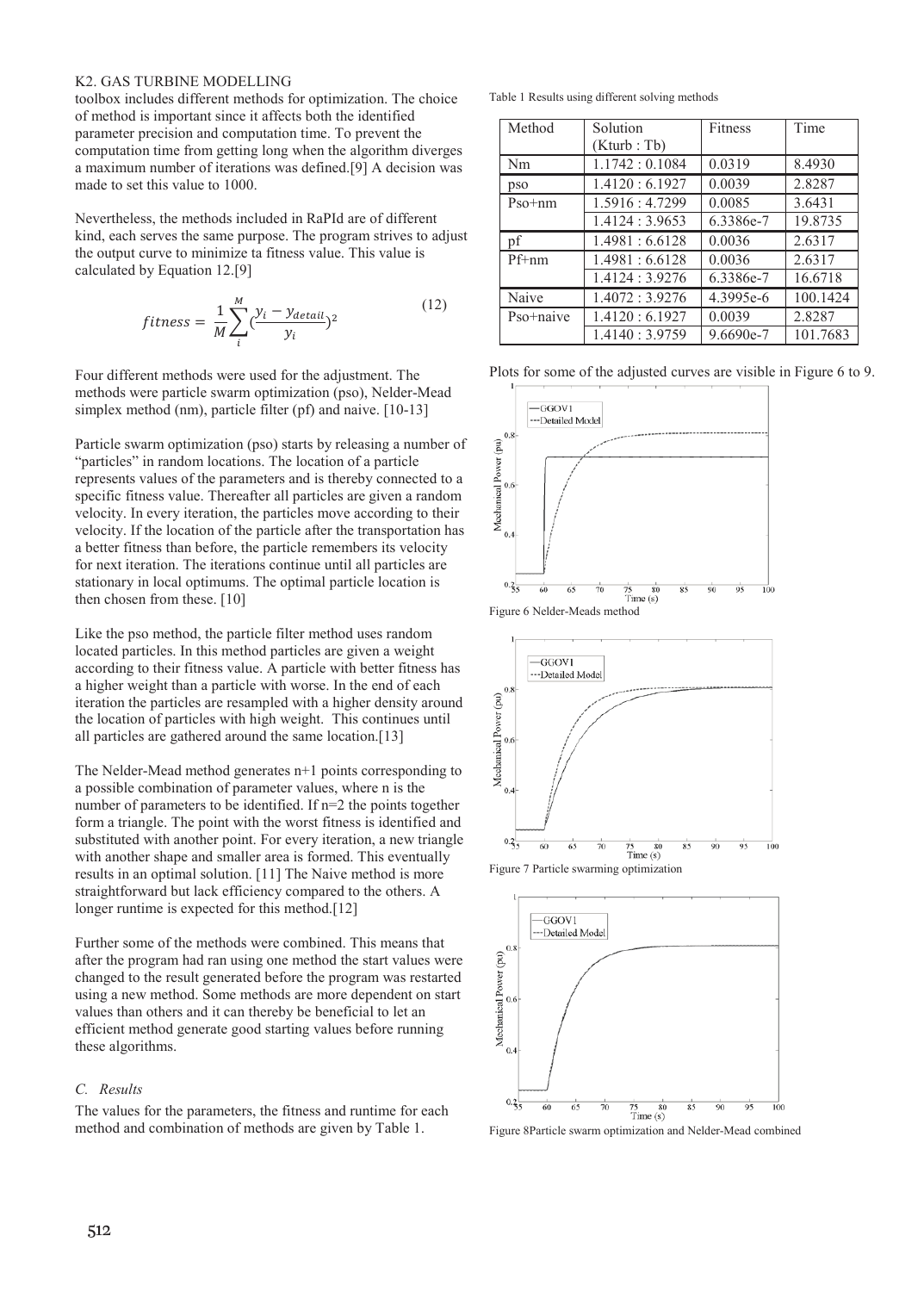K2. GAS TURBINE MODELLING

toolbox includes different methods for optimization. The choice of method is important since it affects both the identified parameter precision and computation time. To prevent the computation time from getting long when the algorithm diverges a maximum number of iterations was defined.[9] A decision was made to set this value to 1000.

Nevertheless, the methods included in RaPId are of different kind, each serves the same purpose. The program strives to adjust the output curve to minimize ta fitness value. This value is calculated by Equation 12.[9]

$$fitness = \frac{1}{M}\sum_{i}^{M}(\frac{y_i - y_{detail}}{y_i})^2 \tag{12}$$

Four different methods were used for the adjustment. The methods were particle swarm optimization (pso), Nelder-Mead simplex method (nm), particle filter (pf) and naive. [10-13]

Particle swarm optimization (pso) starts by releasing a number of "particles" in random locations. The location of a particle represents values of the parameters and is thereby connected to a specific fitness value. Thereafter all particles are given a random velocity. In every iteration, the particles move according to their velocity. If the location of the particle after the transportation has a better fitness than before, the particle remembers its velocity for next iteration. The iterations continue until all particles are stationary in local optimums. The optimal particle location is then chosen from these. [10]

Like the pso method, the particle filter method uses random located particles. In this method particles are given a weight according to their fitness value. A particle with better fitness has a higher weight than a particle with worse. In the end of each iteration the particles are resampled with a higher density around the location of particles with high weight. This continues until all particles are gathered around the same location.[13]

The Nelder-Mead method generates n+1 points corresponding to a possible combination of parameter values, where n is the number of parameters to be identified. If n=2 the points together form a triangle. The point with the worst fitness is identified and substituted with another point. For every iteration, a new triangle with another shape and smaller area is formed. This eventually results in an optimal solution. [11] The Naive method is more straightforward but lack efficiency compared to the others. A longer runtime is expected for this method.[12]

Further some of the methods were combined. This means that after the program had ran using one method the start values were changed to the result generated before the program was restarted using a new method. Some methods are more dependent on start values than others and it can thereby be beneficial to let an efficient method generate good starting values before running these algorithms.

### C. Results

The values for the parameters, the fitness and runtime for each method and combination of methods are given by Table 1.

Table 1 Results using different solving methods

| Method | Solution (Kturb : Tb) | Fitness | Time |
|---|---|---|---|
| Nm | 1.1742 : 0.1084 | 0.0319 | 8.4930 |
| pso | 1.4120 : 6.1927 | 0.0039 | 2.8287 |
| Pso+nm | 1.5916 : 4.7299 | 0.0085 | 3.6431 |
| | 1.4124 : 3.9653 | 6.3386e-7 | 19.8735 |
| pf | 1.4981 : 6.6128 | 0.0036 | 2.6317 |
| Pf+nm | 1.4981 : 6.6128 | 0.0036 | 2.6317 |
| | 1.4124 : 3.9276 | 6.3386e-7 | 16.6718 |
| Naive | 1.4072 : 3.9276 | 4.3995e-6 | 100.1424 |
| Pso+naive | 1.4120 : 6.1927 | 0.0039 | 2.8287 |
| | 1.4140 : 3.9759 | 9.6690e-7 | 101.7683 |

Plots for some of the adjusted curves are visible in Figure 6 to 9.

Figure 6 Nelder-Meads method

Figure 7 Particle swarming optimization

Figure 8Particle swarm optimization and Nelder-Mead combined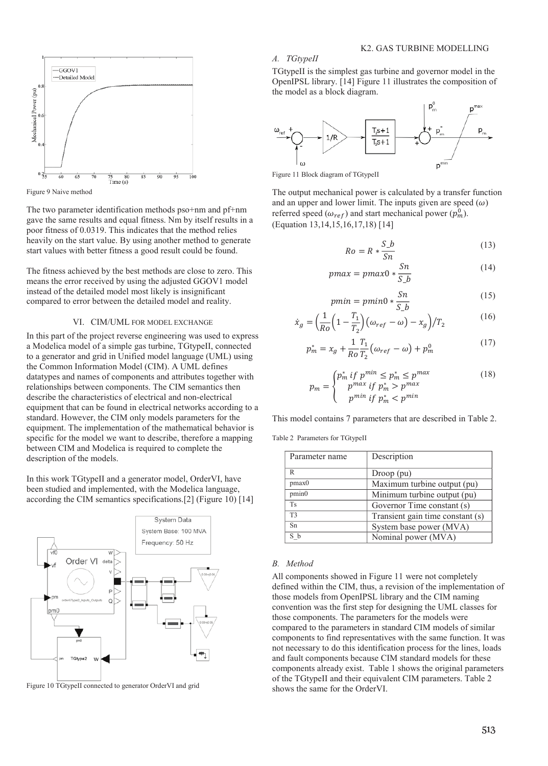Figure 9 Naive method

The two parameter identification methods pso+nm and pf+nm gave the same results and equal fitness. Nm by itself results in a poor fitness of 0.0319. This indicates that the method relies heavily on the start value. By using another method to generate start values with better fitness a good result could be found.

The fitness achieved by the best methods are close to zero. This means the error received by using the adjusted GGOV1 model instead of the detailed model most likely is insignificant compared to error between the detailed model and reality.

## VI. CIM/UML FOR MODEL EXCHANGE

In this part of the project reverse engineering was used to express a Modelica model of a simple gas turbine, TGtypeII, connected to a generator and grid in Unified model language (UML) using the Common Information Model (CIM). A UML defines datatypes and names of components and attributes together with relationships between components. The CIM semantics then describe the characteristics of electrical and non-electrical equipment that can be found in electrical networks according to a standard. However, the CIM only models parameters for the equipment. The implementation of the mathematical behavior is specific for the model we want to describe, therefore a mapping between CIM and Modelica is required to complete the description of the models.

In this work TGtypeII and a generator model, OrderVI, have been studied and implemented, with the Modelica language, according the CIM semantics specifications.[2] (Figure 10) [14]

Figure 10 TGtypeII connected to generator OrderVI and grid

## K2. GAS TURBINE MODELLING

### A. TGtypeII

TGtypeII is the simplest gas turbine and governor model in the OpenIPSL library. [14] Figure 11 illustrates the composition of the model as a block diagram.

Figure 11 Block diagram of TGtypeII

The output mechanical power is calculated by a transfer function and an upper and lower limit. The inputs given are speed ($\omega$) referred speed ($\omega_{ref}$) and start mechanical power ($p_m^0$). (Equation 13,14,15,16,17,18) [14]

$$Ro = R * \frac{S\_b}{Sn} \tag{13}$$

$$pmax = pmax0 * \frac{Sn}{S\_b} \tag{14}$$

$$pmin = pmin0 * \frac{Sn}{S\_b} \tag{15}$$

$$\dot{x}_g = \left(\frac{1}{Ro}\left(1 - \frac{T_1}{T_2}\right)\left(\omega_{ref} - \omega\right) - x_g\right)/T_2 \tag{16}$$

$$p_m^* = x_g + \frac{1}{Ro}\frac{T_1}{T_2}\left(\omega_{ref} - \omega\right) + p_m^0 \tag{17}$$

$$p_m = \begin{cases} p_m^* \; if \; p^{min} \leq p_m^* \leq p^{max} \\ p^{max} \; if \; p_m^* > p^{max} \\ p^{min} \; if \; p_m^* < p^{min} \end{cases} \tag{18}$$

This model contains 7 parameters that are described in Table 2.

Table 2 Parameters for TGtypeII

| Parameter name | Description |
|---|---|
| R | Droop (pu) |
| pmax0 | Maximum turbine output (pu) |
| pmin0 | Minimum turbine output (pu) |
| Ts | Governor Time constant (s) |
| T3 | Transient gain time constant (s) |
| Sn | System base power (MVA) |
| S_b | Nominal power (MVA) |

### B. Method

All components showed in Figure 11 were not completely defined within the CIM, thus, a revision of the implementation of those models from OpenIPSL library and the CIM naming convention was the first step for designing the UML classes for those components. The parameters for the models were compared to the parameters in standard CIM models of similar components to find representatives with the same function. It was not necessary to do this identification process for the lines, loads and fault components because CIM standard models for these components already exist. Table 1 shows the original parameters of the TGtypeII and their equivalent CIM parameters. Table 2 shows the same for the OrderVI.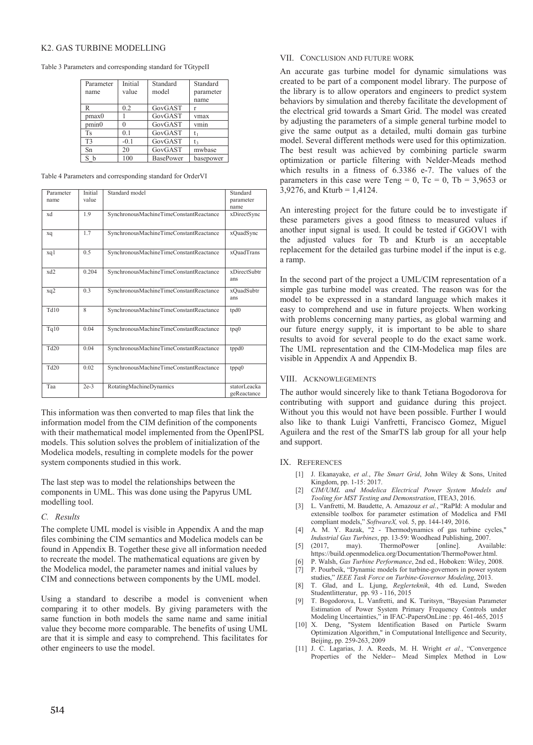K2. GAS TURBINE MODELLING

Table 3 Parameters and corresponding standard for TGtypeII

| Parameter name | Initial value | Standard model | Standard parameter name |
|---|---|---|---|
| R | 0.2 | GovGAST | r |
| pmax0 | 1 | GovGAST | vmax |
| pmin0 | 0 | GovGAST | vmin |
| Ts | 0.1 | GovGAST | $t_1$ |
| T3 | -0.1 | GovGAST | $t_3$ |
| Sn | 20 | GovGAST | mwbase |
| S_b | 100 | BasePower | basepower |

Table 4 Parameters and corresponding standard for OrderVI

| Parameter name | Initial value | Standard model | Standard parameter name |
|---|---|---|---|
| xd | 1.9 | SynchronousMachineTimeConstantReactance | xDirectSync |
| xq | 1.7 | SynchronousMachineTimeConstantReactance | xQuadSync |
| xq1 | 0.5 | SynchronousMachineTimeConstantReactance | xQuadTrans |
| xd2 | 0.204 | SynchronousMachineTimeConstantReactance | xDirectSubtrans |
| xq2 | 0.3 | SynchronousMachineTimeConstantReactance | xQuadSubtrans |
| Td10 | 8 | SynchronousMachineTimeConstantReactance | tpd0 |
| Tq10 | 0.04 | SynchronousMachineTimeConstantReactance | tpq0 |
| Td20 | 0.04 | SynchronousMachineTimeConstantReactance | tppd0 |
| Td20 | 0.02 | SynchronousMachineTimeConstantReactance | tppq0 |
| Taa | 2e-3 | RotatingMachineDynamics | statorLeackageReactance |

This information was then converted to map files that link the information model from the CIM definition of the components with their mathematical model implemented from the OpenIPSL models. This solution solves the problem of initialization of the Modelica models, resulting in complete models for the power system components studied in this work.

The last step was to model the relationships between the components in UML. This was done using the Papyrus UML modelling tool.

### C. Results

The complete UML model is visible in Appendix A and the map files combining the CIM semantics and Modelica models can be found in Appendix B. Together these give all information needed to recreate the model. The mathematical equations are given by the Modelica model, the parameter names and initial values by CIM and connections between components by the UML model.

Using a standard to describe a model is convenient when comparing it to other models. By giving parameters with the same function in both models the same name and same initial value they become more comparable. The benefits of using UML are that it is simple and easy to comprehend. This facilitates for other engineers to use the model.

## VII. Conclusion and Future Work

An accurate gas turbine model for dynamic simulations was created to be part of a component model library. The purpose of the library is to allow operators and engineers to predict system behaviors by simulation and thereby facilitate the development of the electrical grid towards a Smart Grid. The model was created by adjusting the parameters of a simple general turbine model to give the same output as a detailed, multi domain gas turbine model. Several different methods were used for this optimization. The best result was achieved by combining particle swarm optimization or particle filtering with Nelder-Meads method which results in a fitness of 6.3386 e-7. The values of the parameters in this case were Teng = 0, Tc = 0, Tb = 3,9653 or 3,9276, and Kturb = 1,4124.

An interesting project for the future could be to investigate if these parameters gives a good fitness to measured values if another input signal is used. It could be tested if GGOV1 with the adjusted values for Tb and Kturb is an acceptable replacement for the detailed gas turbine model if the input is e.g. a ramp.

In the second part of the project a UML/CIM representation of a simple gas turbine model was created. The reason was for the model to be expressed in a standard language which makes it easy to comprehend and use in future projects. When working with problems concerning many parties, as global warming and our future energy supply, it is important to be able to share results to avoid for several people to do the exact same work. The UML representation and the CIM-Modelica map files are visible in Appendix A and Appendix B.

## VIII. Acknowlegements

The author would sincerely like to thank Tetiana Bogodorova for contributing with support and guidance during this project. Without you this would not have been possible. Further I would also like to thank Luigi Vanfretti, Francisco Gomez, Miguel Aguilera and the rest of the SmarTS lab group for all your help and support.

## IX. References

[1] J. Ekanayake, *et al.*, *The Smart Grid*, John Wiley & Sons, United Kingdom, pp. 1-15: 2017.

[2] *CIM/UML and Modelica Electrical Power System Models and Tooling for MST Testing and Demonstration*, ITEA3, 2016.

[3] L. Vanfretti, M. Baudette, A. Amazouz *et al.*, "RaPId: A modular and extensible toolbox for parameter estimation of Modelica and FMI compliant models," *SoftwareX,* vol. 5, pp. 144-149, 2016.

[4] A. M. Y. Razak, "2 - Thermodynamics of gas turbine cycles," *Industrial Gas Turbines*, pp. 13-59: Woodhead Publishing, 2007.

[5] (2017, may). ThermoPower [online]. Available: https://build.openmodelica.org/Documentation/ThermoPower.html.

[6] P. Walsh, *Gas Turbine Performance*, 2nd ed., Hoboken: Wiley, 2008.

[7] P. Pourbeik, "Dynamic models for turbine-governors in power system studies," *IEEE Task Force on Turbine-Governor Modeling*, 2013.

[8] T. Glad, and L. Ljung, *Reglerteknik*, 4th ed. Lund, Sweden Studentlitteratur, pp. 93 - 116, 2015

[9] T. Bogodorova, L. Vanfretti, and K. Turitsyn, "Bayesian Parameter Estimation of Power System Primary Frequency Controls under Modeling Uncertainties," in IFAC-PapersOnLine : pp. 461-465, 2015

[10] X. Deng, "System Identification Based on Particle Swarm Optimization Algorithm," in Computational Intelligence and Security, Beijing, pp. 259-263, 2009

[11] J. C. Lagarias, J. A. Reeds, M. H. Wright *et al*., "Convergence Properties of the Nelder-- Mead Simplex Method in Low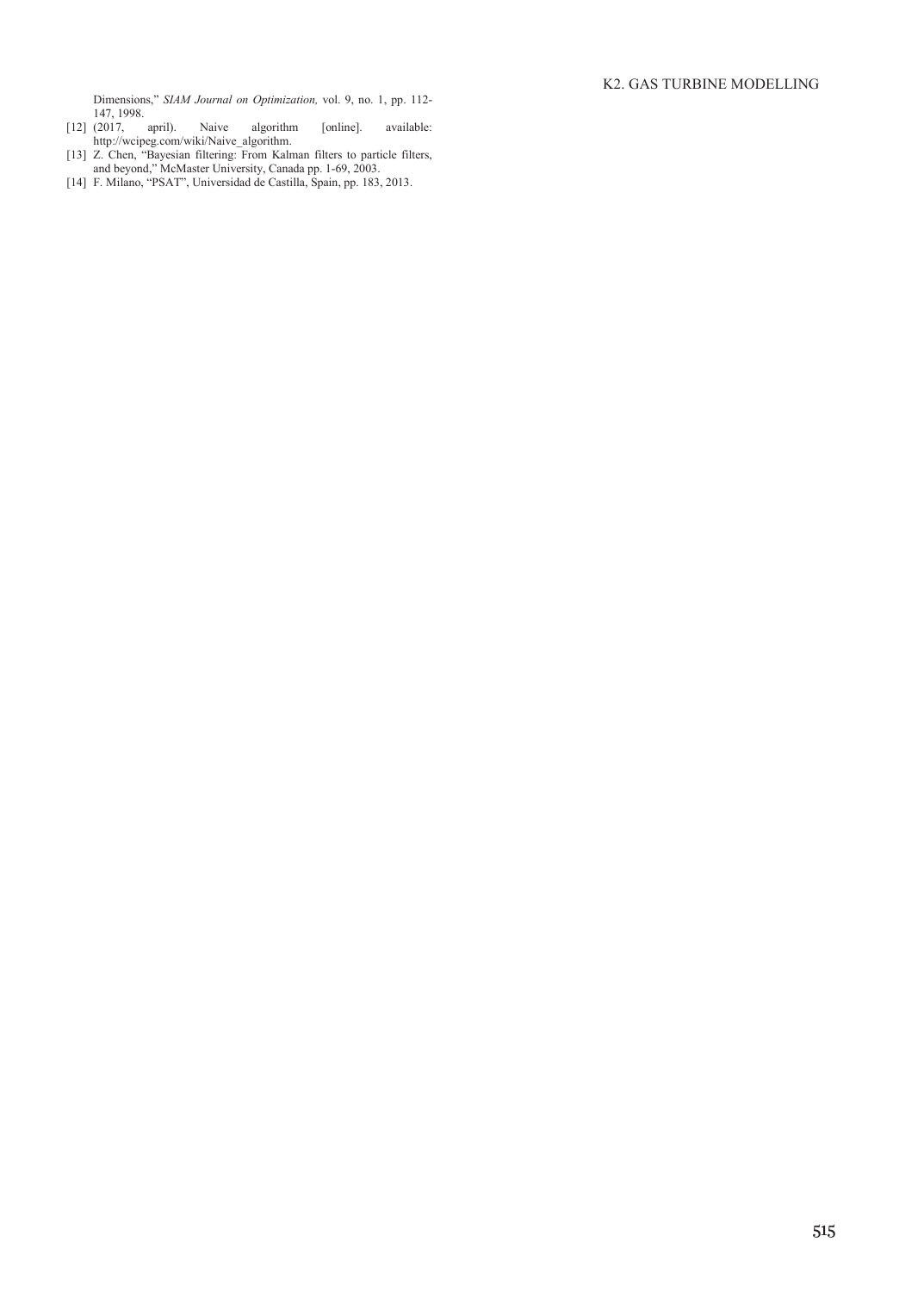Dimensions," *SIAM Journal on Optimization,* vol. 9, no. 1, pp. 112-147, 1998.

[12] (2017, april). Naive algorithm [online]. available: http://wcipeg.com/wiki/Naive_algorithm.

[13] Z. Chen, "Bayesian filtering: From Kalman filters to particle filters, and beyond," McMaster University, Canada pp. 1-69, 2003.

[14] F. Milano, "PSAT", Universidad de Castilla, Spain, pp. 183, 2013.